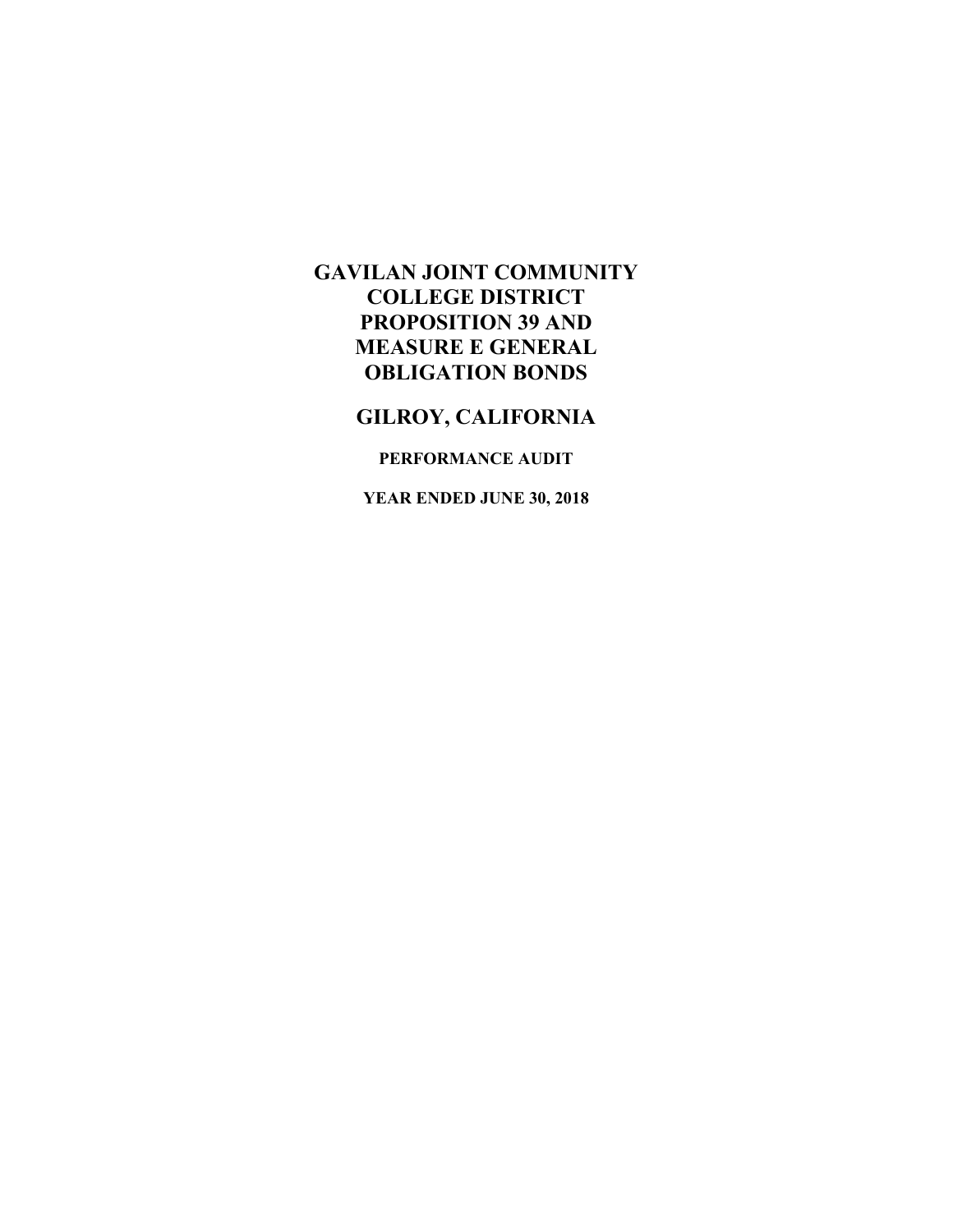# GAVILAN JOINT COMMUNITY COLLEGE DISTRICT PROPOSITION 39 AND MEASURE E GENERAL OBLIGATION BONDS

## GILROY, CALIFORNIA

### PERFORMANCE AUDIT

### YEAR ENDED JUNE 30, 2018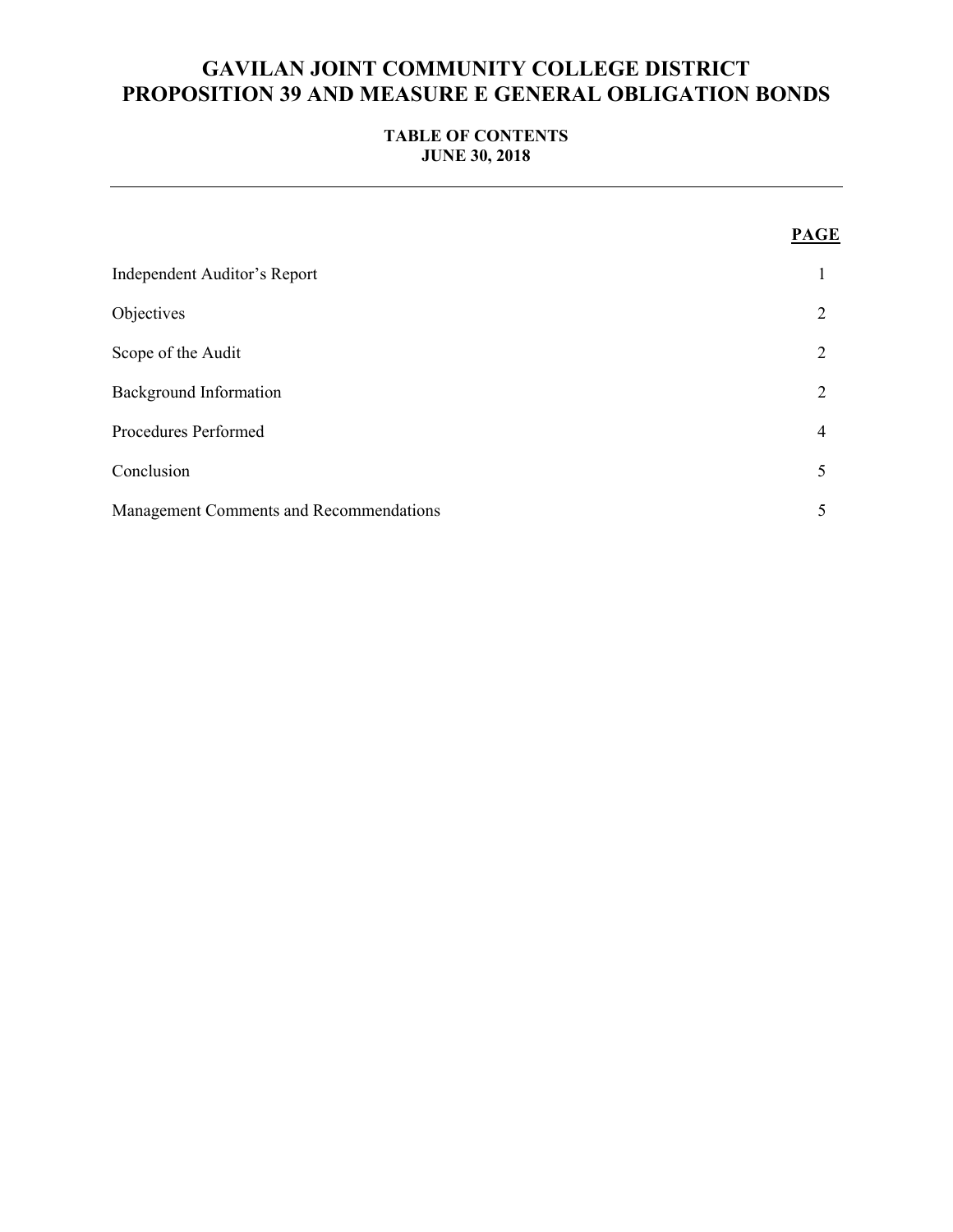# GAVILAN JOINT COMMUNITY COLLEGE DISTRICT
# PROPOSITION 39 AND MEASURE E GENERAL OBLIGATION BONDS

## TABLE OF CONTENTS
## JUNE 30, 2018

| | PAGE |
|---|---|
| Independent Auditor's Report | 1 |
| Objectives | 2 |
| Scope of the Audit | 2 |
| Background Information | 2 |
| Procedures Performed | 4 |
| Conclusion | 5 |
| Management Comments and Recommendations | 5 |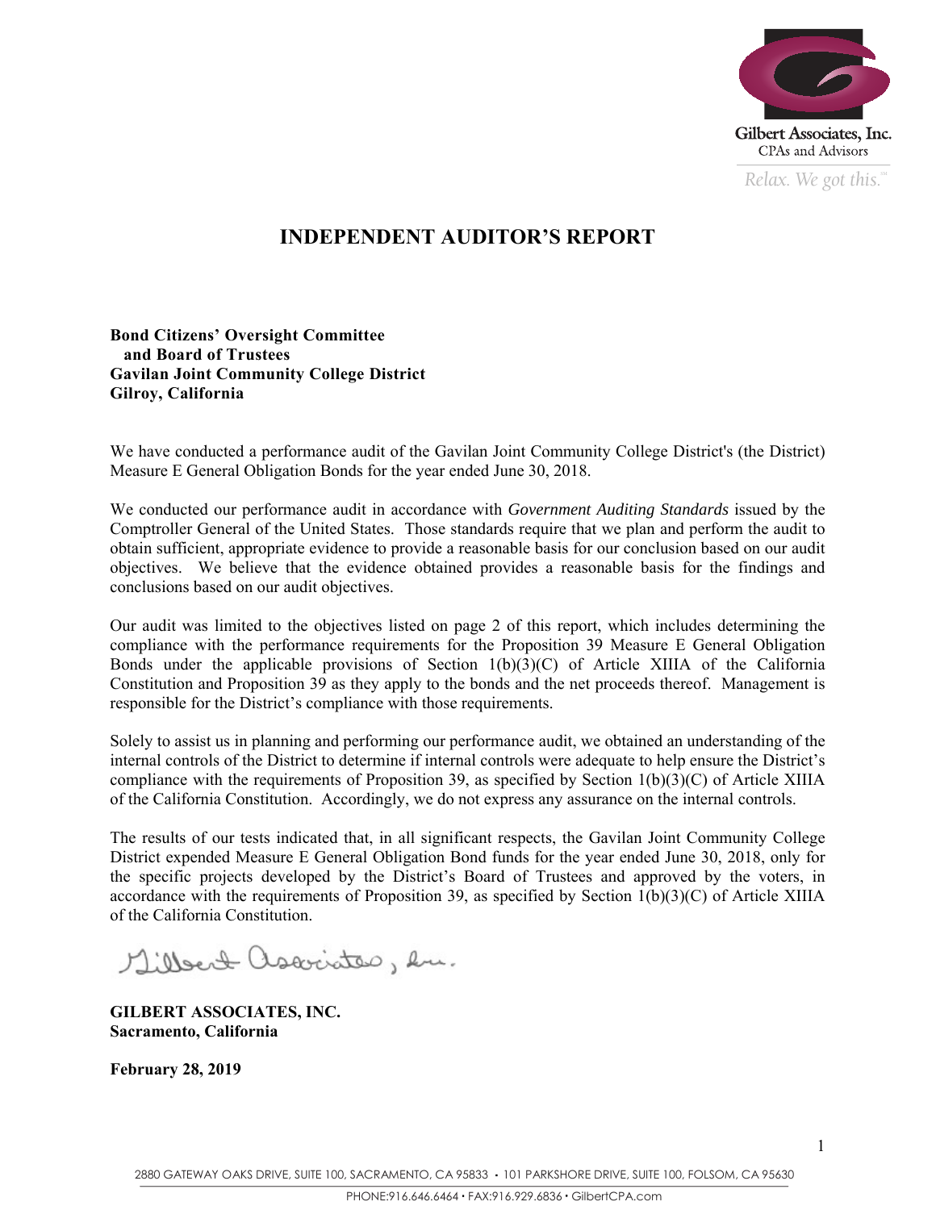Gilbert Associates, Inc.
CPAs and Advisors
*Relax. We got this.*

# INDEPENDENT AUDITOR'S REPORT

**Bond Citizens' Oversight Committee**
**and Board of Trustees**
**Gavilan Joint Community College District**
**Gilroy, California**

We have conducted a performance audit of the Gavilan Joint Community College District's (the District) Measure E General Obligation Bonds for the year ended June 30, 2018.

We conducted our performance audit in accordance with *Government Auditing Standards* issued by the Comptroller General of the United States. Those standards require that we plan and perform the audit to obtain sufficient, appropriate evidence to provide a reasonable basis for our conclusion based on our audit objectives. We believe that the evidence obtained provides a reasonable basis for the findings and conclusions based on our audit objectives.

Our audit was limited to the objectives listed on page 2 of this report, which includes determining the compliance with the performance requirements for the Proposition 39 Measure E General Obligation Bonds under the applicable provisions of Section 1(b)(3)(C) of Article XIIIA of the California Constitution and Proposition 39 as they apply to the bonds and the net proceeds thereof. Management is responsible for the District's compliance with those requirements.

Solely to assist us in planning and performing our performance audit, we obtained an understanding of the internal controls of the District to determine if internal controls were adequate to help ensure the District's compliance with the requirements of Proposition 39, as specified by Section 1(b)(3)(C) of Article XIIIA of the California Constitution. Accordingly, we do not express any assurance on the internal controls.

The results of our tests indicated that, in all significant respects, the Gavilan Joint Community College District expended Measure E General Obligation Bond funds for the year ended June 30, 2018, only for the specific projects developed by the District's Board of Trustees and approved by the voters, in accordance with the requirements of Proposition 39, as specified by Section 1(b)(3)(C) of Article XIIIA of the California Constitution.

Gilbert Associates, Inc.

**GILBERT ASSOCIATES, INC.**
**Sacramento, California**

**February 28, 2019**

2880 GATEWAY OAKS DRIVE, SUITE 100, SACRAMENTO, CA 95833 • 101 PARKSHORE DRIVE, SUITE 100, FOLSOM, CA 95630
PHONE:916.646.6464 • FAX:916.929.6836 • GilbertCPA.com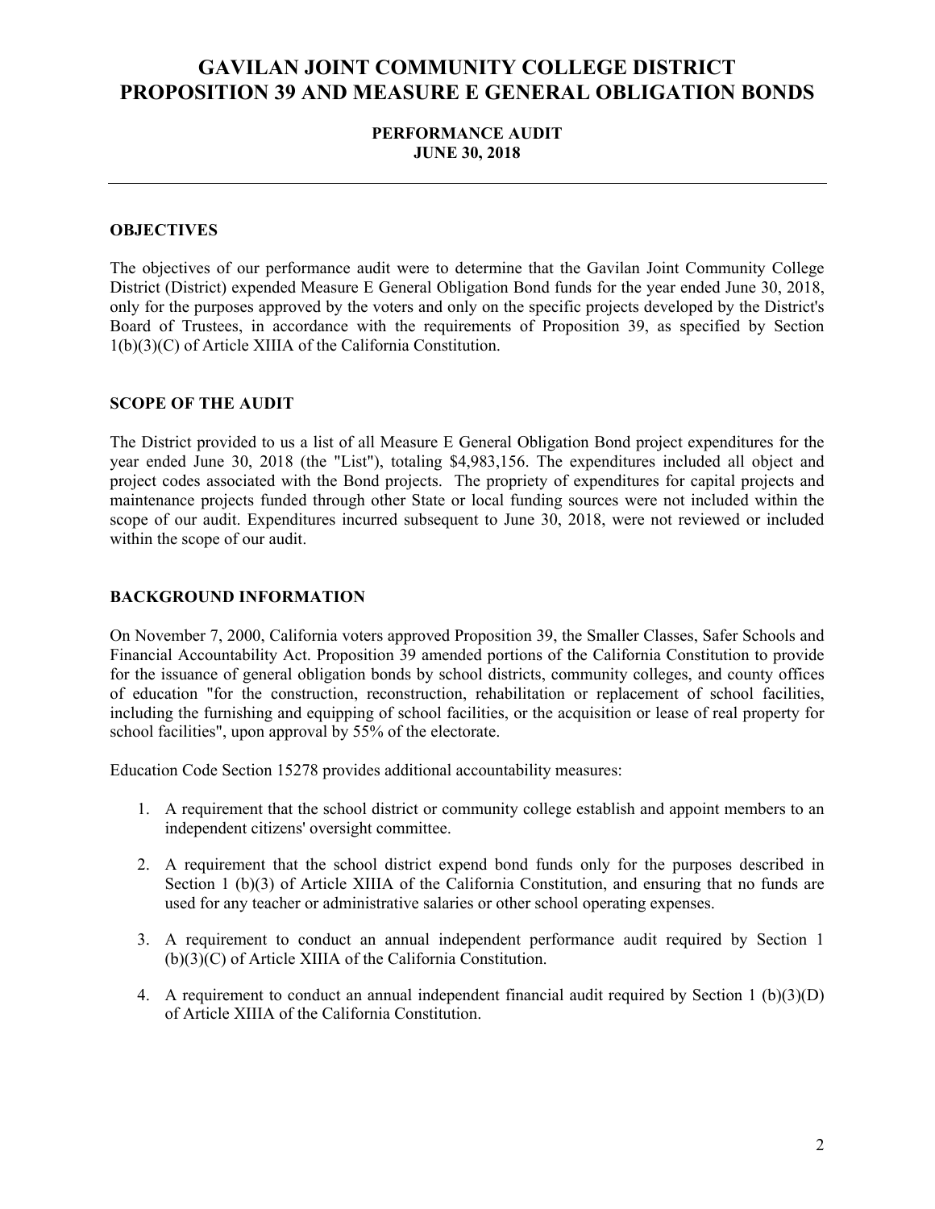# GAVILAN JOINT COMMUNITY COLLEGE DISTRICT PROPOSITION 39 AND MEASURE E GENERAL OBLIGATION BONDS

**PERFORMANCE AUDIT**
**JUNE 30, 2018**

---

## OBJECTIVES

The objectives of our performance audit were to determine that the Gavilan Joint Community College District (District) expended Measure E General Obligation Bond funds for the year ended June 30, 2018, only for the purposes approved by the voters and only on the specific projects developed by the District's Board of Trustees, in accordance with the requirements of Proposition 39, as specified by Section 1(b)(3)(C) of Article XIIIA of the California Constitution.

## SCOPE OF THE AUDIT

The District provided to us a list of all Measure E General Obligation Bond project expenditures for the year ended June 30, 2018 (the "List"), totaling $4,983,156. The expenditures included all object and project codes associated with the Bond projects. The propriety of expenditures for capital projects and maintenance projects funded through other State or local funding sources were not included within the scope of our audit. Expenditures incurred subsequent to June 30, 2018, were not reviewed or included within the scope of our audit.

## BACKGROUND INFORMATION

On November 7, 2000, California voters approved Proposition 39, the Smaller Classes, Safer Schools and Financial Accountability Act. Proposition 39 amended portions of the California Constitution to provide for the issuance of general obligation bonds by school districts, community colleges, and county offices of education "for the construction, reconstruction, rehabilitation or replacement of school facilities, including the furnishing and equipping of school facilities, or the acquisition or lease of real property for school facilities", upon approval by 55% of the electorate.

Education Code Section 15278 provides additional accountability measures:

1. A requirement that the school district or community college establish and appoint members to an independent citizens' oversight committee.
2. A requirement that the school district expend bond funds only for the purposes described in Section 1 (b)(3) of Article XIIIA of the California Constitution, and ensuring that no funds are used for any teacher or administrative salaries or other school operating expenses.
3. A requirement to conduct an annual independent performance audit required by Section 1 (b)(3)(C) of Article XIIIA of the California Constitution.
4. A requirement to conduct an annual independent financial audit required by Section 1 (b)(3)(D) of Article XIIIA of the California Constitution.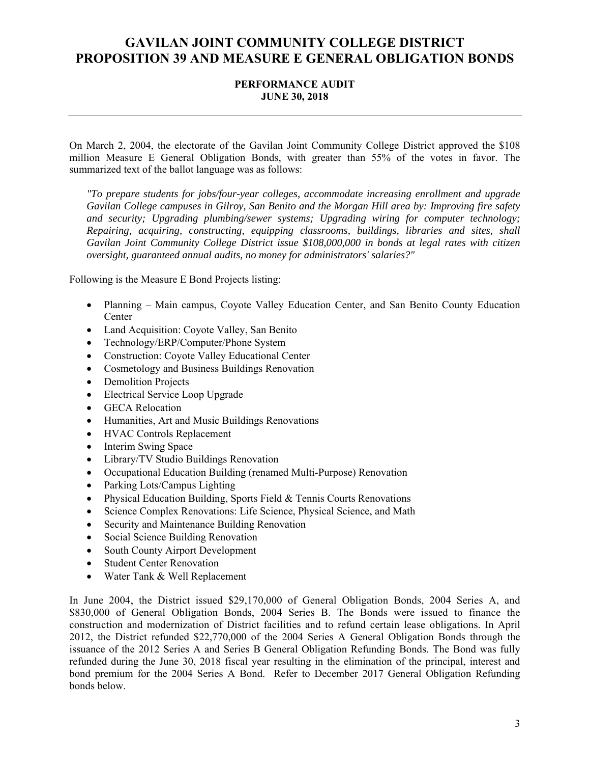# GAVILAN JOINT COMMUNITY COLLEGE DISTRICT PROPOSITION 39 AND MEASURE E GENERAL OBLIGATION BONDS

**PERFORMANCE AUDIT**
**JUNE 30, 2018**

---

On March 2, 2004, the electorate of the Gavilan Joint Community College District approved the $108 million Measure E General Obligation Bonds, with greater than 55% of the votes in favor. The summarized text of the ballot language was as follows:

> *"To prepare students for jobs/four-year colleges, accommodate increasing enrollment and upgrade Gavilan College campuses in Gilroy, San Benito and the Morgan Hill area by: Improving fire safety and security; Upgrading plumbing/sewer systems; Upgrading wiring for computer technology; Repairing, acquiring, constructing, equipping classrooms, buildings, libraries and sites, shall Gavilan Joint Community College District issue $108,000,000 in bonds at legal rates with citizen oversight, guaranteed annual audits, no money for administrators' salaries?"*

Following is the Measure E Bond Projects listing:

- Planning – Main campus, Coyote Valley Education Center, and San Benito County Education Center
- Land Acquisition: Coyote Valley, San Benito
- Technology/ERP/Computer/Phone System
- Construction: Coyote Valley Educational Center
- Cosmetology and Business Buildings Renovation
- Demolition Projects
- Electrical Service Loop Upgrade
- GECA Relocation
- Humanities, Art and Music Buildings Renovations
- HVAC Controls Replacement
- Interim Swing Space
- Library/TV Studio Buildings Renovation
- Occupational Education Building (renamed Multi-Purpose) Renovation
- Parking Lots/Campus Lighting
- Physical Education Building, Sports Field & Tennis Courts Renovations
- Science Complex Renovations: Life Science, Physical Science, and Math
- Security and Maintenance Building Renovation
- Social Science Building Renovation
- South County Airport Development
- Student Center Renovation
- Water Tank & Well Replacement

In June 2004, the District issued $29,170,000 of General Obligation Bonds, 2004 Series A, and $830,000 of General Obligation Bonds, 2004 Series B. The Bonds were issued to finance the construction and modernization of District facilities and to refund certain lease obligations. In April 2012, the District refunded $22,770,000 of the 2004 Series A General Obligation Bonds through the issuance of the 2012 Series A and Series B General Obligation Refunding Bonds. The Bond was fully refunded during the June 30, 2018 fiscal year resulting in the elimination of the principal, interest and bond premium for the 2004 Series A Bond. Refer to December 2017 General Obligation Refunding bonds below.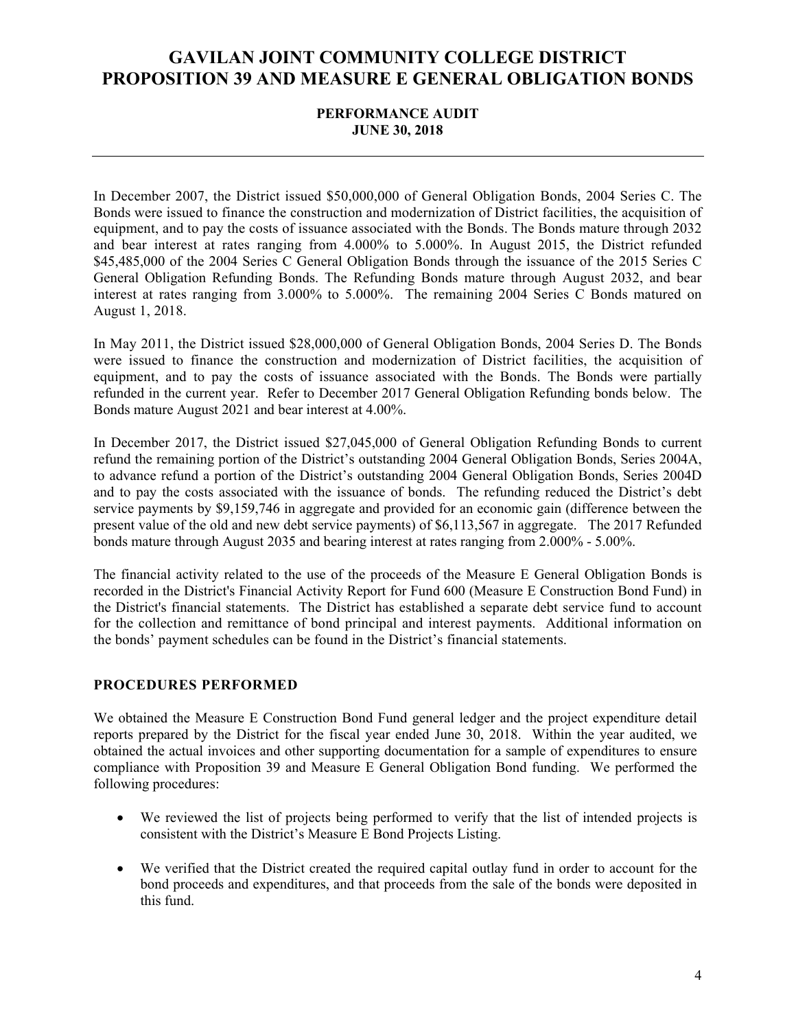In December 2007, the District issued $50,000,000 of General Obligation Bonds, 2004 Series C. The Bonds were issued to finance the construction and modernization of District facilities, the acquisition of equipment, and to pay the costs of issuance associated with the Bonds. The Bonds mature through 2032 and bear interest at rates ranging from 4.000% to 5.000%. In August 2015, the District refunded $45,485,000 of the 2004 Series C General Obligation Bonds through the issuance of the 2015 Series C General Obligation Refunding Bonds. The Refunding Bonds mature through August 2032, and bear interest at rates ranging from 3.000% to 5.000%. The remaining 2004 Series C Bonds matured on August 1, 2018.

In May 2011, the District issued $28,000,000 of General Obligation Bonds, 2004 Series D. The Bonds were issued to finance the construction and modernization of District facilities, the acquisition of equipment, and to pay the costs of issuance associated with the Bonds. The Bonds were partially refunded in the current year. Refer to December 2017 General Obligation Refunding bonds below. The Bonds mature August 2021 and bear interest at 4.00%.

In December 2017, the District issued $27,045,000 of General Obligation Refunding Bonds to current refund the remaining portion of the District's outstanding 2004 General Obligation Bonds, Series 2004A, to advance refund a portion of the District's outstanding 2004 General Obligation Bonds, Series 2004D and to pay the costs associated with the issuance of bonds. The refunding reduced the District's debt service payments by $9,159,746 in aggregate and provided for an economic gain (difference between the present value of the old and new debt service payments) of $6,113,567 in aggregate. The 2017 Refunded bonds mature through August 2035 and bearing interest at rates ranging from 2.000% - 5.00%.

The financial activity related to the use of the proceeds of the Measure E General Obligation Bonds is recorded in the District's Financial Activity Report for Fund 600 (Measure E Construction Bond Fund) in the District's financial statements. The District has established a separate debt service fund to account for the collection and remittance of bond principal and interest payments. Additional information on the bonds' payment schedules can be found in the District's financial statements.

## PROCEDURES PERFORMED

We obtained the Measure E Construction Bond Fund general ledger and the project expenditure detail reports prepared by the District for the fiscal year ended June 30, 2018. Within the year audited, we obtained the actual invoices and other supporting documentation for a sample of expenditures to ensure compliance with Proposition 39 and Measure E General Obligation Bond funding. We performed the following procedures:

- We reviewed the list of projects being performed to verify that the list of intended projects is consistent with the District's Measure E Bond Projects Listing.
- We verified that the District created the required capital outlay fund in order to account for the bond proceeds and expenditures, and that proceeds from the sale of the bonds were deposited in this fund.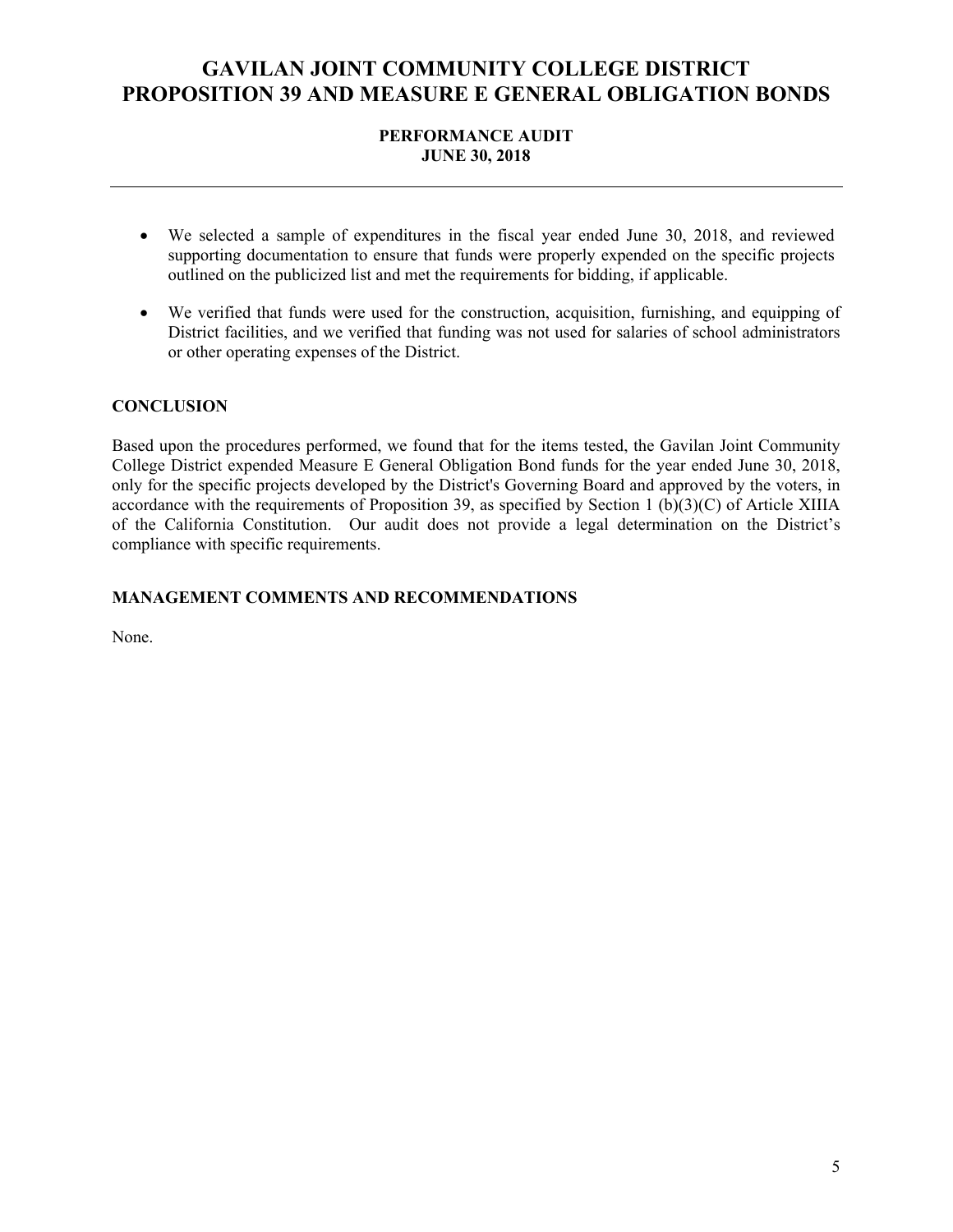- We selected a sample of expenditures in the fiscal year ended June 30, 2018, and reviewed supporting documentation to ensure that funds were properly expended on the specific projects outlined on the publicized list and met the requirements for bidding, if applicable.
- We verified that funds were used for the construction, acquisition, furnishing, and equipping of District facilities, and we verified that funding was not used for salaries of school administrators or other operating expenses of the District.

## CONCLUSION

Based upon the procedures performed, we found that for the items tested, the Gavilan Joint Community College District expended Measure E General Obligation Bond funds for the year ended June 30, 2018, only for the specific projects developed by the District's Governing Board and approved by the voters, in accordance with the requirements of Proposition 39, as specified by Section 1 (b)(3)(C) of Article XIIIA of the California Constitution. Our audit does not provide a legal determination on the District's compliance with specific requirements.

## MANAGEMENT COMMENTS AND RECOMMENDATIONS

None.